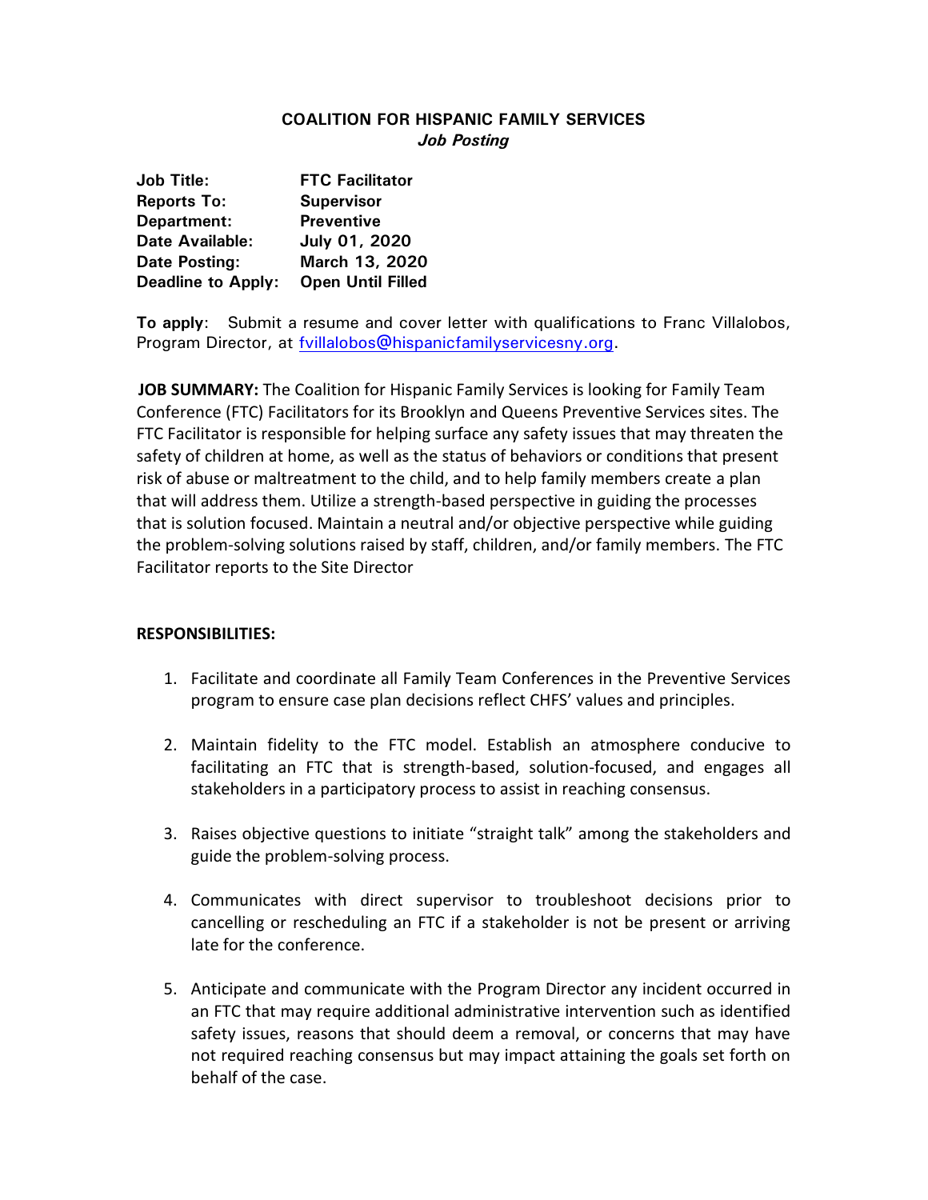**COALITION FOR HISPANIC FAMILY SERVICES**
***Job Posting***

| | |
|---|---|
| **Job Title:** | **FTC Facilitator** |
| **Reports To:** | **Supervisor** |
| **Department:** | **Preventive** |
| **Date Available:** | **July 01, 2020** |
| **Date Posting:** | **March 13, 2020** |
| **Deadline to Apply:** | **Open Until Filled** |

**To apply**: Submit a resume and cover letter with qualifications to Franc Villalobos, Program Director, at fvillalobos@hispanicfamilyservicesny.org.

**JOB SUMMARY:** The Coalition for Hispanic Family Services is looking for Family Team Conference (FTC) Facilitators for its Brooklyn and Queens Preventive Services sites. The FTC Facilitator is responsible for helping surface any safety issues that may threaten the safety of children at home, as well as the status of behaviors or conditions that present risk of abuse or maltreatment to the child, and to help family members create a plan that will address them. Utilize a strength-based perspective in guiding the processes that is solution focused. Maintain a neutral and/or objective perspective while guiding the problem-solving solutions raised by staff, children, and/or family members. The FTC Facilitator reports to the Site Director

**RESPONSIBILITIES:**

1. Facilitate and coordinate all Family Team Conferences in the Preventive Services program to ensure case plan decisions reflect CHFS' values and principles.

2. Maintain fidelity to the FTC model. Establish an atmosphere conducive to facilitating an FTC that is strength-based, solution-focused, and engages all stakeholders in a participatory process to assist in reaching consensus.

3. Raises objective questions to initiate "straight talk" among the stakeholders and guide the problem-solving process.

4. Communicates with direct supervisor to troubleshoot decisions prior to cancelling or rescheduling an FTC if a stakeholder is not be present or arriving late for the conference.

5. Anticipate and communicate with the Program Director any incident occurred in an FTC that may require additional administrative intervention such as identified safety issues, reasons that should deem a removal, or concerns that may have not required reaching consensus but may impact attaining the goals set forth on behalf of the case.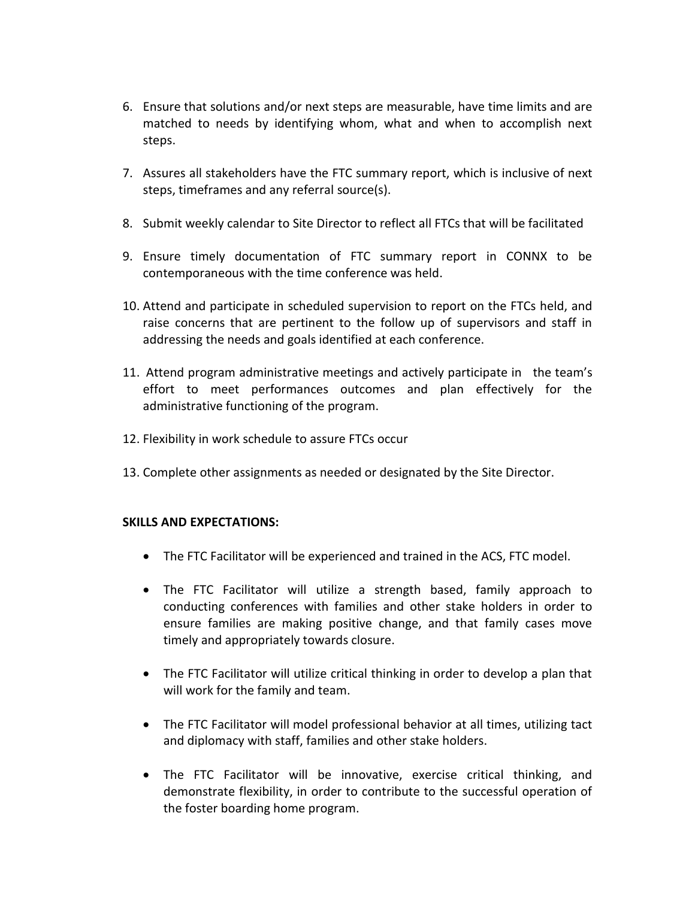6. Ensure that solutions and/or next steps are measurable, have time limits and are matched to needs by identifying whom, what and when to accomplish next steps.

7. Assures all stakeholders have the FTC summary report, which is inclusive of next steps, timeframes and any referral source(s).

8. Submit weekly calendar to Site Director to reflect all FTCs that will be facilitated

9. Ensure timely documentation of FTC summary report in CONNX to be contemporaneous with the time conference was held.

10. Attend and participate in scheduled supervision to report on the FTCs held, and raise concerns that are pertinent to the follow up of supervisors and staff in addressing the needs and goals identified at each conference.

11. Attend program administrative meetings and actively participate in the team's effort to meet performances outcomes and plan effectively for the administrative functioning of the program.

12. Flexibility in work schedule to assure FTCs occur

13. Complete other assignments as needed or designated by the Site Director.

**SKILLS AND EXPECTATIONS:**

- The FTC Facilitator will be experienced and trained in the ACS, FTC model.
- The FTC Facilitator will utilize a strength based, family approach to conducting conferences with families and other stake holders in order to ensure families are making positive change, and that family cases move timely and appropriately towards closure.
- The FTC Facilitator will utilize critical thinking in order to develop a plan that will work for the family and team.
- The FTC Facilitator will model professional behavior at all times, utilizing tact and diplomacy with staff, families and other stake holders.
- The FTC Facilitator will be innovative, exercise critical thinking, and demonstrate flexibility, in order to contribute to the successful operation of the foster boarding home program.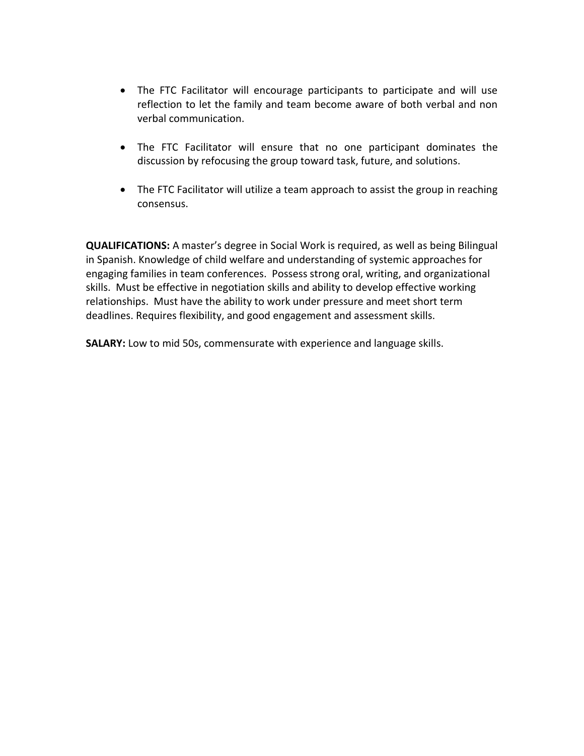- The FTC Facilitator will encourage participants to participate and will use reflection to let the family and team become aware of both verbal and non verbal communication.

- The FTC Facilitator will ensure that no one participant dominates the discussion by refocusing the group toward task, future, and solutions.

- The FTC Facilitator will utilize a team approach to assist the group in reaching consensus.

**QUALIFICATIONS:** A master's degree in Social Work is required, as well as being Bilingual in Spanish. Knowledge of child welfare and understanding of systemic approaches for engaging families in team conferences. Possess strong oral, writing, and organizational skills. Must be effective in negotiation skills and ability to develop effective working relationships. Must have the ability to work under pressure and meet short term deadlines. Requires flexibility, and good engagement and assessment skills.

**SALARY:** Low to mid 50s, commensurate with experience and language skills.